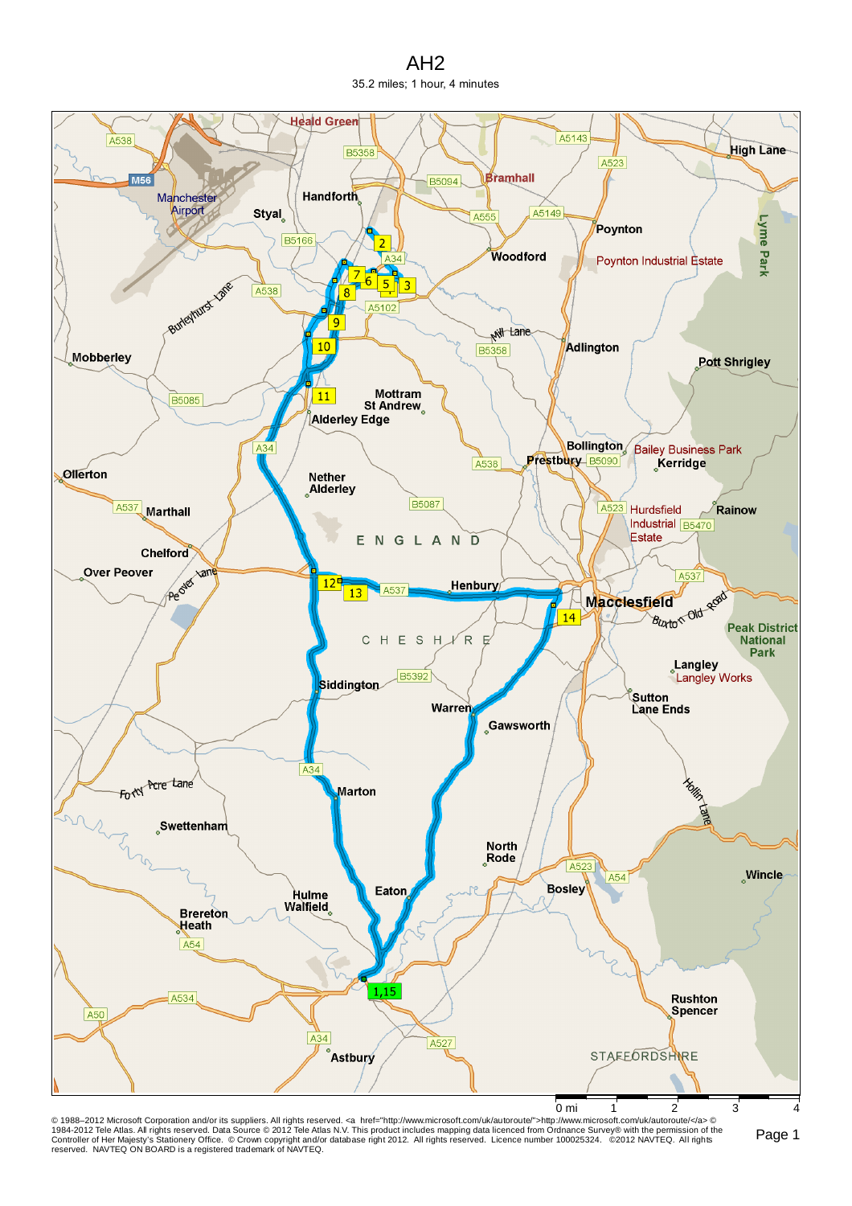# AH2

35.2 miles; 1 hour, 4 minutes

© 1988–2012 Microsoft Corporation and/or its suppliers. All rights reserved. <a href="http://www.microsoft.com/uk/autoroute/">http://www.microsoft.com/uk/autoroute/</a> © 1984-2012 Tele Atlas. All rights reserved. Data Source © 2012 Tele Atlas N.V. This product includes mapping data licenced from Ordnance Survey® with the permission of the Controller of Her Majesty's Stationery Office. © Crown copyright and/or database right 2012. All rights reserved. Licence number 100025324. ©2012 NAVTEQ. All rights reserved. NAVTEQ ON BOARD is a registered trademark of NAVTEQ.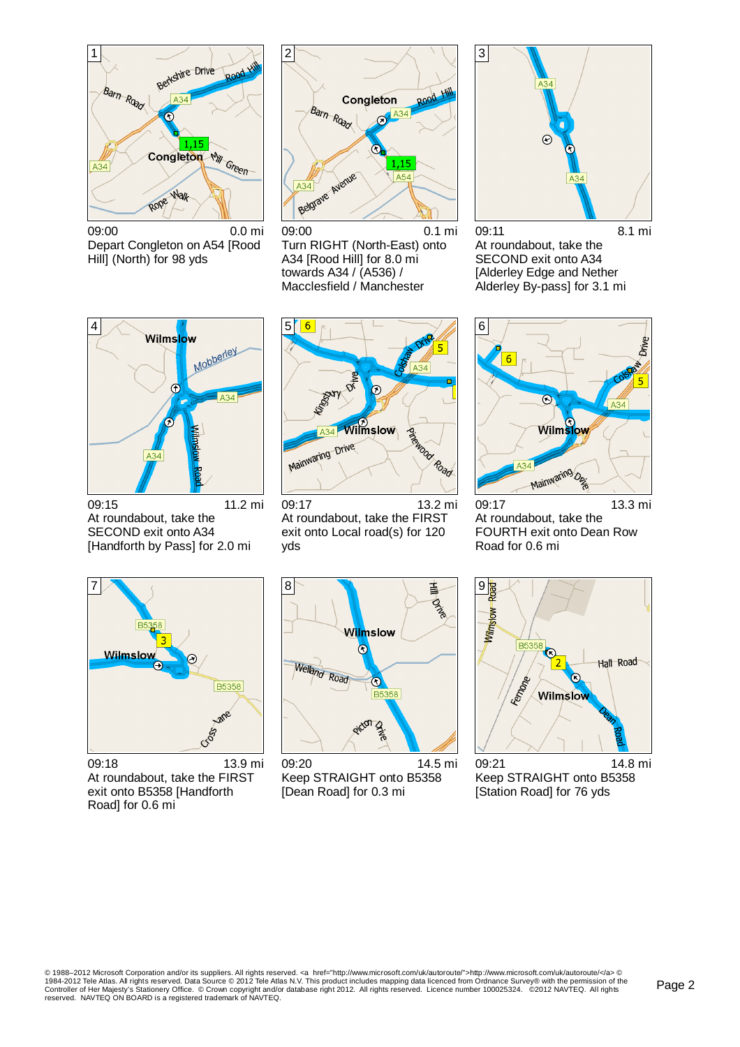**1**

09:00 — 0.0 mi

Depart Congleton on A54 [Rood Hill] (North) for 98 yds

**2**

09:00 — 0.1 mi

Turn RIGHT (North-East) onto A34 [Rood Hill] for 8.0 mi towards A34 / (A536) / Macclesfield / Manchester

**3**

09:11 — 8.1 mi

At roundabout, take the SECOND exit onto A34 [Alderley Edge and Nether Alderley By-pass] for 3.1 mi

**4**

09:15 — 11.2 mi

At roundabout, take the SECOND exit onto A34 [Handforth by Pass] for 2.0 mi

**5**

09:17 — 13.2 mi

At roundabout, take the FIRST exit onto Local road(s) for 120 yds

**6**

09:17 — 13.3 mi

At roundabout, take the FOURTH exit onto Dean Row Road for 0.6 mi

**7**

09:18 — 13.9 mi

At roundabout, take the FIRST exit onto B5358 [Handforth Road] for 0.6 mi

**8**

09:20 — 14.5 mi

Keep STRAIGHT onto B5358 [Dean Road] for 0.3 mi

**9**

09:21 — 14.8 mi

Keep STRAIGHT onto B5358 [Station Road] for 76 yds

© 1988–2012 Microsoft Corporation and/or its suppliers. All rights reserved. <a href="http://www.microsoft.com/uk/autoroute/">http://www.microsoft.com/uk/autoroute/</a> © 1984-2012 Tele Atlas. All rights reserved. Data Source © 2012 Tele Atlas N.V. This product includes mapping data licenced from Ordnance Survey® with the permission of the Controller of Her Majesty's Stationery Office. © Crown copyright and/or database right 2012. All rights reserved. Licence number 100025324. ©2012 NAVTEQ. All rights reserved. NAVTEQ ON BOARD is a registered trademark of NAVTEQ.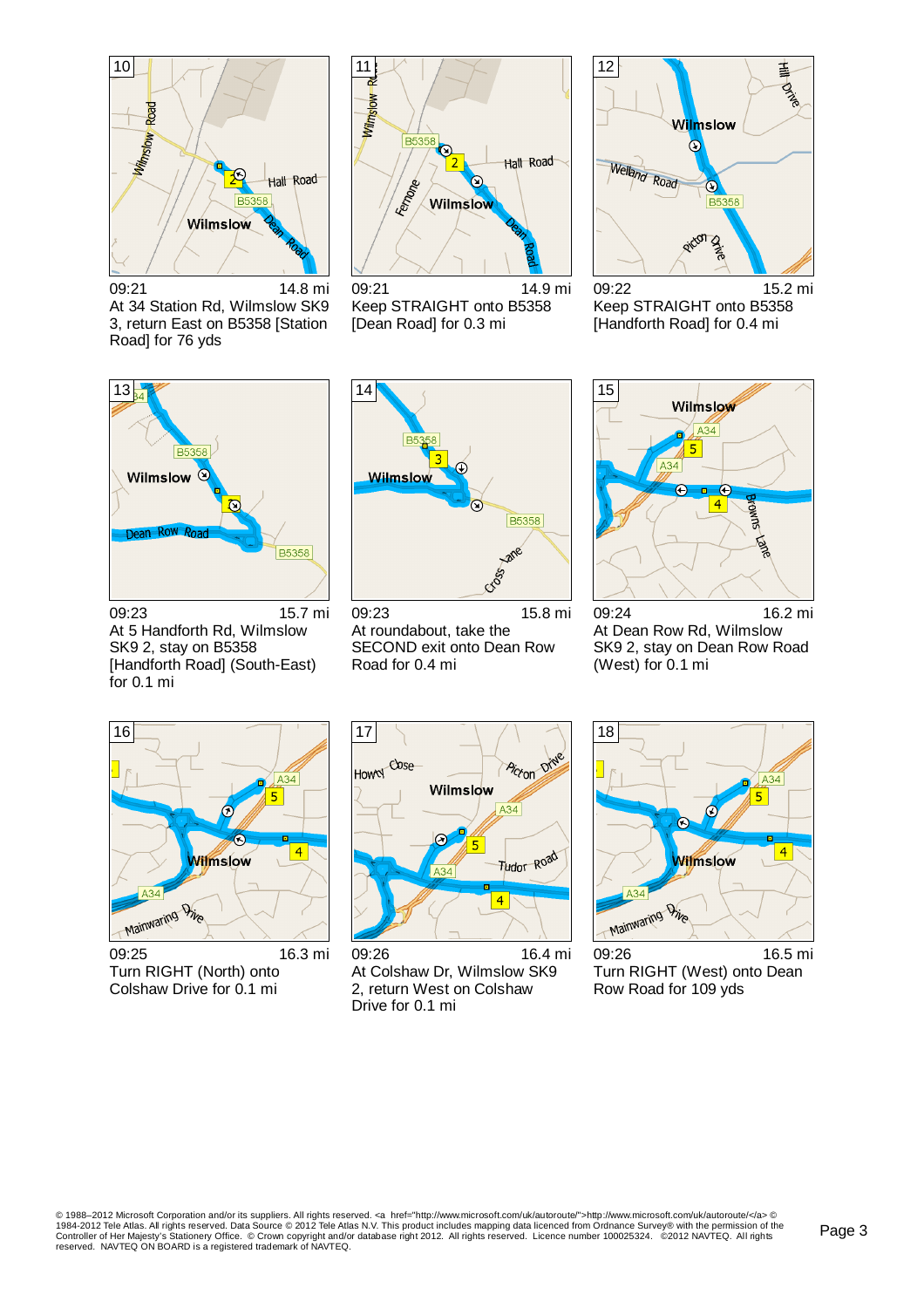**10**

09:21 — 14.8 mi

At 34 Station Rd, Wilmslow SK9 3, return East on B5358 [Station Road] for 76 yds

**11**

09:21 — 14.9 mi

Keep STRAIGHT onto B5358 [Dean Road] for 0.3 mi

**12**

09:22 — 15.2 mi

Keep STRAIGHT onto B5358 [Handforth Road] for 0.4 mi

**13**

09:23 — 15.7 mi

At 5 Handforth Rd, Wilmslow SK9 2, stay on B5358 [Handforth Road] (South-East) for 0.1 mi

**14**

09:23 — 15.8 mi

At roundabout, take the SECOND exit onto Dean Row Road for 0.4 mi

**15**

09:24 — 16.2 mi

At Dean Row Rd, Wilmslow SK9 2, stay on Dean Row Road (West) for 0.1 mi

**16**

09:25 — 16.3 mi

Turn RIGHT (North) onto Colshaw Drive for 0.1 mi

**17**

09:26 — 16.4 mi

At Colshaw Dr, Wilmslow SK9 2, return West on Colshaw Drive for 0.1 mi

**18**

09:26 — 16.5 mi

Turn RIGHT (West) onto Dean Row Road for 109 yds

© 1988–2012 Microsoft Corporation and/or its suppliers. All rights reserved. <a href="http://www.microsoft.com/uk/autoroute/">http://www.microsoft.com/uk/autoroute/</a> © 1984-2012 Tele Atlas. All rights reserved. Data Source © 2012 Tele Atlas N.V. This product includes mapping data licenced from Ordnance Survey® with the permission of the Controller of Her Majesty's Stationery Office. © Crown copyright and/or database right 2012. All rights reserved. Licence number 100025324. ©2012 NAVTEQ. All rights reserved. NAVTEQ ON BOARD is a registered trademark of NAVTEQ.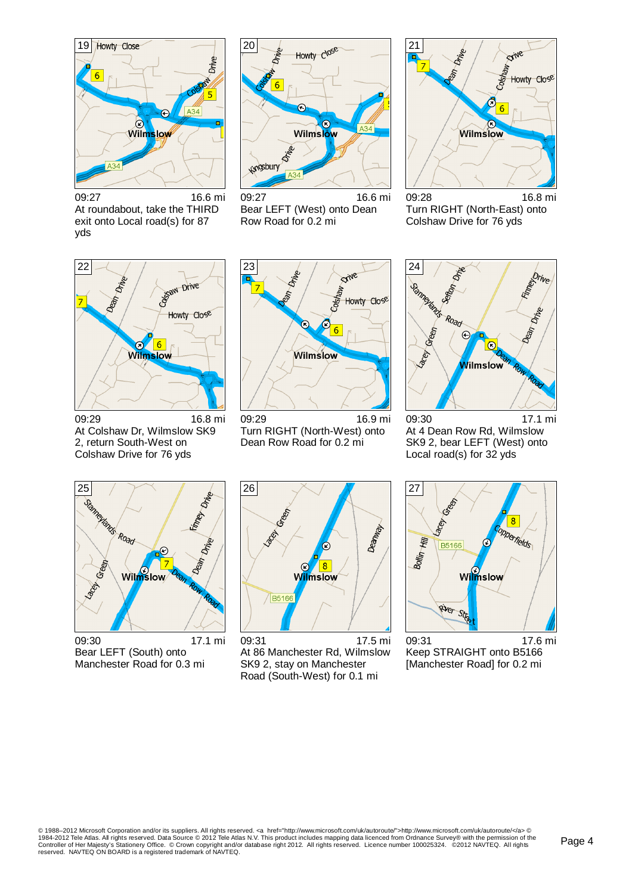**19**

09:27 — 16.6 mi

At roundabout, take the THIRD exit onto Local road(s) for 87 yds

**20**

09:27 — 16.6 mi

Bear LEFT (West) onto Dean Row Road for 0.2 mi

**21**

09:28 — 16.8 mi

Turn RIGHT (North-East) onto Colshaw Drive for 76 yds

**22**

09:29 — 16.8 mi

At Colshaw Dr, Wilmslow SK9 2, return South-West on Colshaw Drive for 76 yds

**23**

09:29 — 16.9 mi

Turn RIGHT (North-West) onto Dean Row Road for 0.2 mi

**24**

09:30 — 17.1 mi

At 4 Dean Row Rd, Wilmslow SK9 2, bear LEFT (West) onto Local road(s) for 32 yds

**25**

09:30 — 17.1 mi

Bear LEFT (South) onto Manchester Road for 0.3 mi

**26**

09:31 — 17.5 mi

At 86 Manchester Rd, Wilmslow SK9 2, stay on Manchester Road (South-West) for 0.1 mi

**27**

09:31 — 17.6 mi

Keep STRAIGHT onto B5166 [Manchester Road] for 0.2 mi

© 1988–2012 Microsoft Corporation and/or its suppliers. All rights reserved. <a href="http://www.microsoft.com/uk/autoroute/">http://www.microsoft.com/uk/autoroute/</a> © 1984-2012 Tele Atlas. All rights reserved. Data Source © 2012 Tele Atlas N.V. This product includes mapping data licenced from Ordnance Survey® with the permission of the Controller of Her Majesty's Stationery Office. © Crown copyright and/or database right 2012. All rights reserved. Licence number 100025324. ©2012 NAVTEQ. All rights reserved. NAVTEQ ON BOARD is a registered trademark of NAVTEQ.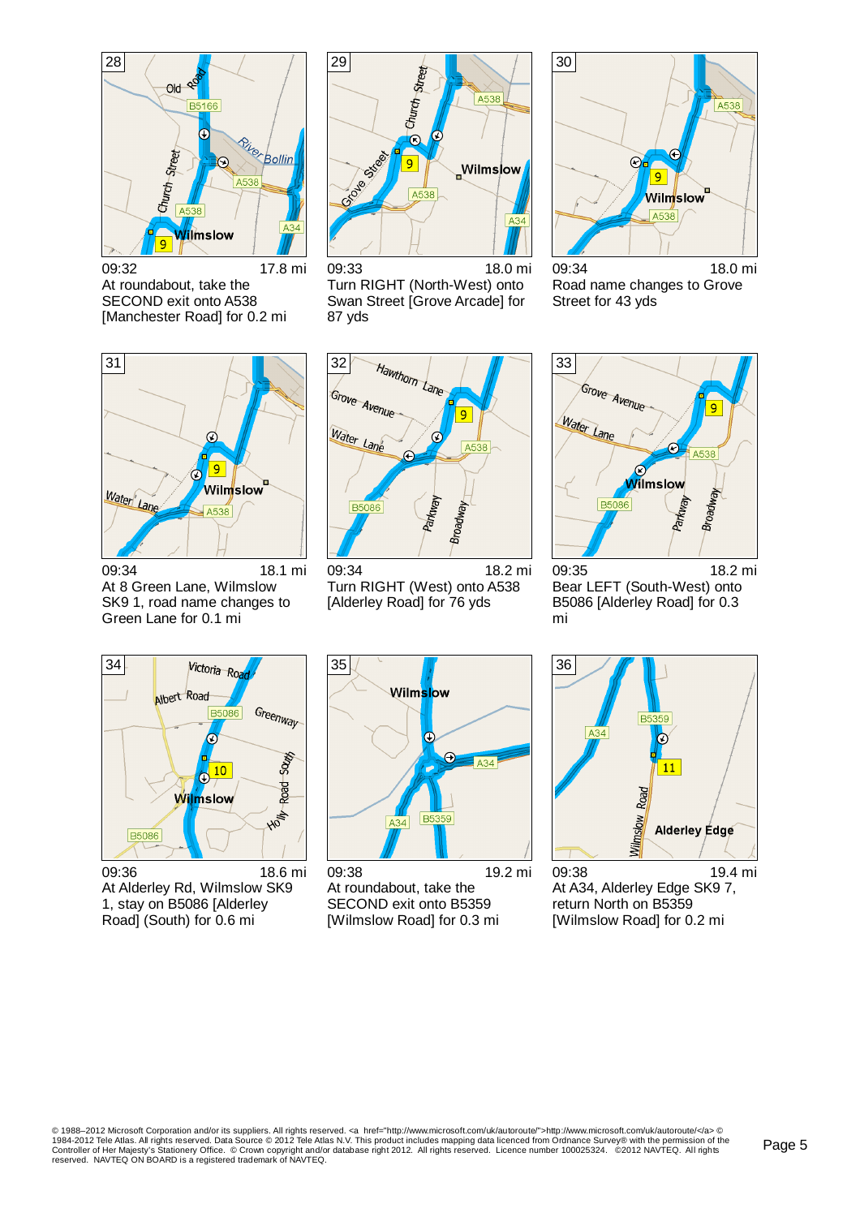**28**

09:32 — 17.8 mi

At roundabout, take the SECOND exit onto A538 [Manchester Road] for 0.2 mi

**29**

09:33 — 18.0 mi

Turn RIGHT (North-West) onto Swan Street [Grove Arcade] for 87 yds

**30**

09:34 — 18.0 mi

Road name changes to Grove Street for 43 yds

**31**

09:34 — 18.1 mi

At 8 Green Lane, Wilmslow SK9 1, road name changes to Green Lane for 0.1 mi

**32**

09:34 — 18.2 mi

Turn RIGHT (West) onto A538 [Alderley Road] for 76 yds

**33**

09:35 — 18.2 mi

Bear LEFT (South-West) onto B5086 [Alderley Road] for 0.3 mi

**34**

09:36 — 18.6 mi

At Alderley Rd, Wilmslow SK9 1, stay on B5086 [Alderley Road] (South) for 0.6 mi

**35**

09:38 — 19.2 mi

At roundabout, take the SECOND exit onto B5359 [Wilmslow Road] for 0.3 mi

**36**

09:38 — 19.4 mi

At A34, Alderley Edge SK9 7, return North on B5359 [Wilmslow Road] for 0.2 mi

© 1988–2012 Microsoft Corporation and/or its suppliers. All rights reserved. <a href="http://www.microsoft.com/uk/autoroute/">http://www.microsoft.com/uk/autoroute/</a> © 1984-2012 Tele Atlas. All rights reserved. Data Source © 2012 Tele Atlas N.V. This product includes mapping data licenced from Ordnance Survey® with the permission of the Controller of Her Majesty's Stationery Office. © Crown copyright and/or database right 2012. All rights reserved. Licence number 100025324. ©2012 NAVTEQ. All rights reserved. NAVTEQ ON BOARD is a registered trademark of NAVTEQ.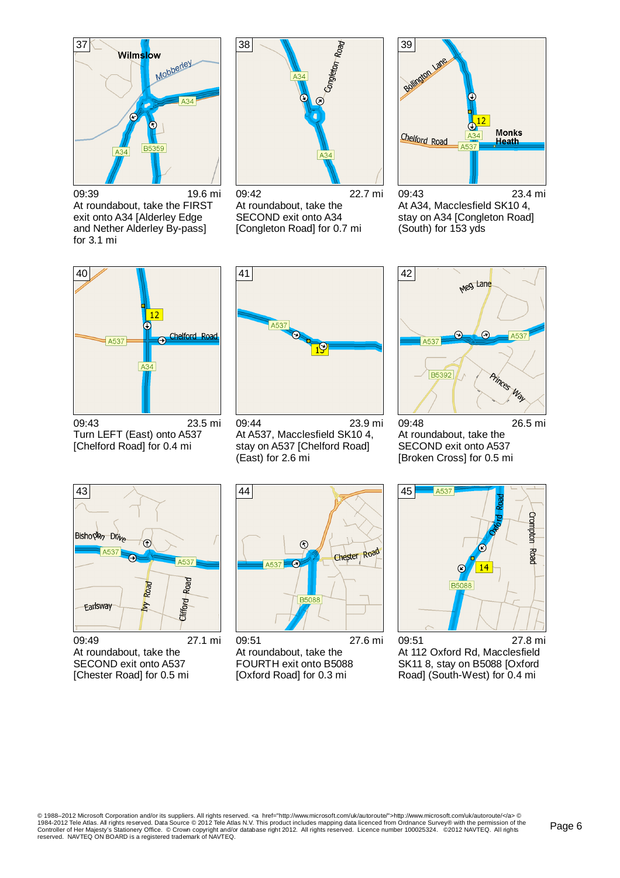**37**

09:39 19.6 mi

At roundabout, take the FIRST exit onto A34 [Alderley Edge and Nether Alderley By-pass] for 3.1 mi

**38**

09:42 22.7 mi

At roundabout, take the SECOND exit onto A34 [Congleton Road] for 0.7 mi

**39**

09:43 23.4 mi

At A34, Macclesfield SK10 4, stay on A34 [Congleton Road] (South) for 153 yds

**40**

09:43 23.5 mi

Turn LEFT (East) onto A537 [Chelford Road] for 0.4 mi

**41**

09:44 23.9 mi

At A537, Macclesfield SK10 4, stay on A537 [Chelford Road] (East) for 2.6 mi

**42**

09:48 26.5 mi

At roundabout, take the SECOND exit onto A537 [Broken Cross] for 0.5 mi

**43**

09:49 27.1 mi

At roundabout, take the SECOND exit onto A537 [Chester Road] for 0.5 mi

**44**

09:51 27.6 mi

At roundabout, take the FOURTH exit onto B5088 [Oxford Road] for 0.3 mi

**45**

09:51 27.8 mi

At 112 Oxford Rd, Macclesfield SK11 8, stay on B5088 [Oxford Road] (South-West) for 0.4 mi

© 1988–2012 Microsoft Corporation and/or its suppliers. All rights reserved. <a href="http://www.microsoft.com/uk/autoroute/">http://www.microsoft.com/uk/autoroute/</a> © 1984-2012 Tele Atlas. All rights reserved. Data Source © 2012 Tele Atlas N.V. This product includes mapping data licenced from Ordnance Survey® with the permission of the Controller of Her Majesty's Stationery Office. © Crown copyright and/or database right 2012. All rights reserved. Licence number 100025324. ©2012 NAVTEQ. All rights reserved. NAVTEQ ON BOARD is a registered trademark of NAVTEQ.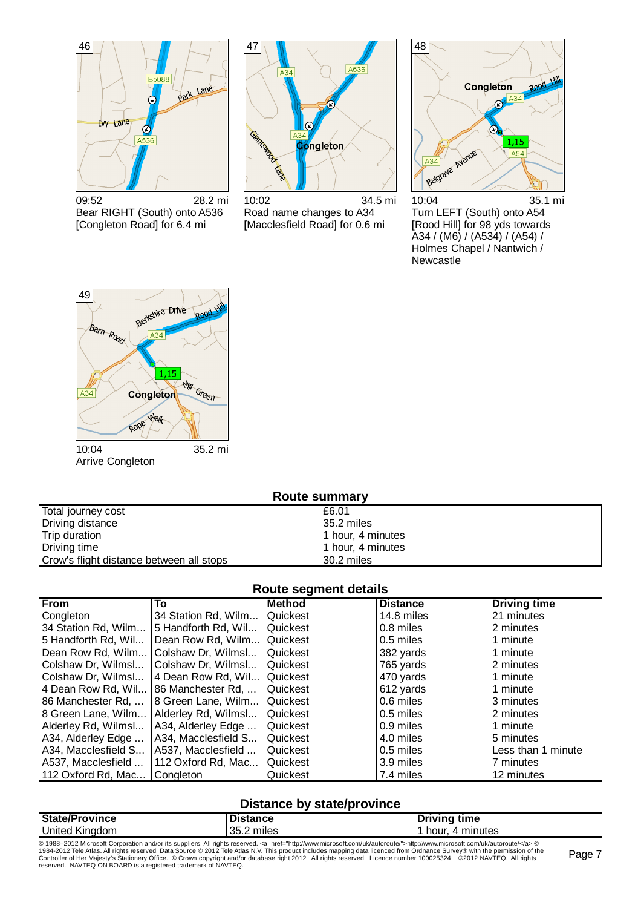46

09:52 28.2 mi

Bear RIGHT (South) onto A536 [Congleton Road] for 6.4 mi

47

10:02 34.5 mi

Road name changes to A34 [Macclesfield Road] for 0.6 mi

48

10:04 35.1 mi

Turn LEFT (South) onto A54 [Rood Hill] for 98 yds towards A34 / (M6) / (A534) / (A54) / Holmes Chapel / Nantwich / Newcastle

49

10:04 35.2 mi

Arrive Congleton

## Route summary

| | |
|---|---|
| Total journey cost | £6.01 |
| Driving distance | 35.2 miles |
| Trip duration | 1 hour, 4 minutes |
| Driving time | 1 hour, 4 minutes |
| Crow's flight distance between all stops | 30.2 miles |

## Route segment details

| From | To | Method | Distance | Driving time |
|---|---|---|---|---|
| Congleton | 34 Station Rd, Wilm... | Quickest | 14.8 miles | 21 minutes |
| 34 Station Rd, Wilm... | 5 Handforth Rd, Wil... | Quickest | 0.8 miles | 2 minutes |
| 5 Handforth Rd, Wil... | Dean Row Rd, Wilm... | Quickest | 0.5 miles | 1 minute |
| Dean Row Rd, Wilm... | Colshaw Dr, Wilmsl... | Quickest | 382 yards | 1 minute |
| Colshaw Dr, Wilmsl... | Colshaw Dr, Wilmsl... | Quickest | 765 yards | 2 minutes |
| Colshaw Dr, Wilmsl... | 4 Dean Row Rd, Wil... | Quickest | 470 yards | 1 minute |
| 4 Dean Row Rd, Wil... | 86 Manchester Rd, ... | Quickest | 612 yards | 1 minute |
| 86 Manchester Rd, ... | 8 Green Lane, Wilm... | Quickest | 0.6 miles | 3 minutes |
| 8 Green Lane, Wilm... | Alderley Rd, Wilmsl... | Quickest | 0.5 miles | 2 minutes |
| Alderley Rd, Wilmsl... | A34, Alderley Edge ... | Quickest | 0.9 miles | 1 minute |
| A34, Alderley Edge ... | A34, Macclesfield S... | Quickest | 4.0 miles | 5 minutes |
| A34, Macclesfield S... | A537, Macclesfield ... | Quickest | 0.5 miles | Less than 1 minute |
| A537, Macclesfield ... | 112 Oxford Rd, Mac... | Quickest | 3.9 miles | 7 minutes |
| 112 Oxford Rd, Mac... | Congleton | Quickest | 7.4 miles | 12 minutes |

## Distance by state/province

| State/Province | Distance | Driving time |
|---|---|---|
| United Kingdom | 35.2 miles | 1 hour, 4 minutes |

© 1988–2012 Microsoft Corporation and/or its suppliers. All rights reserved. <a href="http://www.microsoft.com/uk/autoroute/">http://www.microsoft.com/uk/autoroute/</a> © 1984-2012 Tele Atlas. All rights reserved. Data Source © 2012 Tele Atlas N.V. This product includes mapping data licenced from Ordnance Survey® with the permission of the Controller of Her Majesty's Stationery Office. © Crown copyright and/or database right 2012. All rights reserved. Licence number 100025324. ©2012 NAVTEQ. All rights reserved. NAVTEQ ON BOARD is a registered trademark of NAVTEQ.